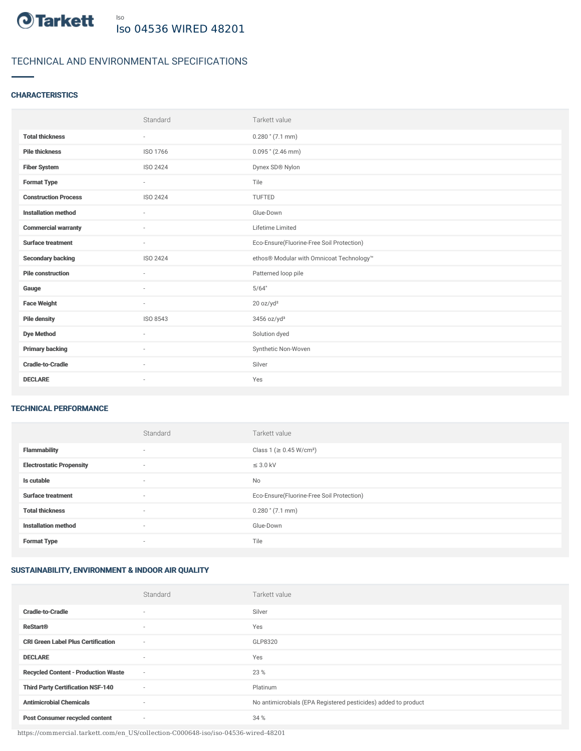Tarkett

Iso

# Iso 04536 WIRED 48201

## TECHNICAL AND ENVIRONMENTAL SPECIFICATIONS

### CHARACTERISTICS

| | Standard | Tarkett value |
|---|---|---|
| **Total thickness** | - | 0.280 " (7.1 mm) |
| **Pile thickness** | ISO 1766 | 0.095 " (2.46 mm) |
| **Fiber System** | ISO 2424 | Dynex SD® Nylon |
| **Format Type** | - | Tile |
| **Construction Process** | ISO 2424 | TUFTED |
| **Installation method** | - | Glue-Down |
| **Commercial warranty** | - | Lifetime Limited |
| **Surface treatment** | - | Eco-Ensure(Fluorine-Free Soil Protection) |
| **Secondary backing** | ISO 2424 | ethos® Modular with Omnicoat Technology™ |
| **Pile construction** | - | Patterned loop pile |
| **Gauge** | - | 5/64" |
| **Face Weight** | - | 20 oz/yd² |
| **Pile density** | ISO 8543 | 3456 oz/yd³ |
| **Dye Method** | - | Solution dyed |
| **Primary backing** | - | Synthetic Non-Woven |
| **Cradle-to-Cradle** | - | Silver |
| **DECLARE** | - | Yes |

### TECHNICAL PERFORMANCE

| | Standard | Tarkett value |
|---|---|---|
| **Flammability** | - | Class 1 (≥ 0.45 W/cm²) |
| **Electrostatic Propensity** | - | ≤ 3.0 kV |
| **Is cutable** | - | No |
| **Surface treatment** | - | Eco-Ensure(Fluorine-Free Soil Protection) |
| **Total thickness** | - | 0.280 " (7.1 mm) |
| **Installation method** | - | Glue-Down |
| **Format Type** | - | Tile |

### SUSTAINABILITY, ENVIRONMENT & INDOOR AIR QUALITY

| | Standard | Tarkett value |
|---|---|---|
| **Cradle-to-Cradle** | - | Silver |
| **ReStart®** | - | Yes |
| **CRI Green Label Plus Certification** | - | GLP8320 |
| **DECLARE** | - | Yes |
| **Recycled Content - Production Waste** | - | 23 % |
| **Third Party Certification NSF-140** | - | Platinum |
| **Antimicrobial Chemicals** | - | No antimicrobials (EPA Registered pesticides) added to product |
| **Post Consumer recycled content** | - | 34 % |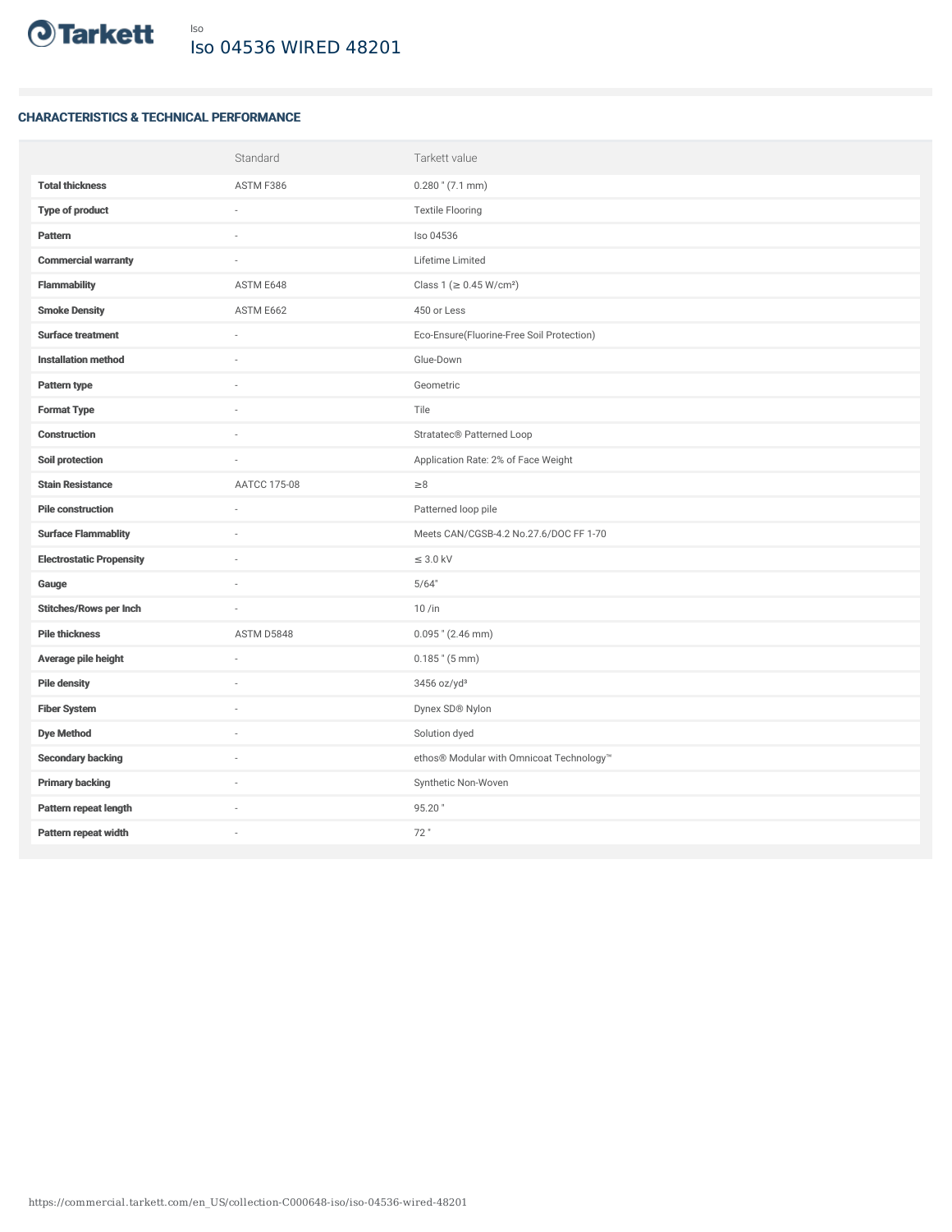Iso

# Iso 04536 WIRED 48201

## CHARACTERISTICS & TECHNICAL PERFORMANCE

| | Standard | Tarkett value |
|---|---|---|
| **Total thickness** | ASTM F386 | 0.280 " (7.1 mm) |
| **Type of product** | - | Textile Flooring |
| **Pattern** | - | Iso 04536 |
| **Commercial warranty** | - | Lifetime Limited |
| **Flammability** | ASTM E648 | Class 1 (≥ 0.45 W/cm²) |
| **Smoke Density** | ASTM E662 | 450 or Less |
| **Surface treatment** | - | Eco-Ensure(Fluorine-Free Soil Protection) |
| **Installation method** | - | Glue-Down |
| **Pattern type** | - | Geometric |
| **Format Type** | - | Tile |
| **Construction** | - | Stratatec® Patterned Loop |
| **Soil protection** | - | Application Rate: 2% of Face Weight |
| **Stain Resistance** | AATCC 175-08 | ≥8 |
| **Pile construction** | - | Patterned loop pile |
| **Surface Flammablity** | - | Meets CAN/CGSB-4.2 No.27.6/DOC FF 1-70 |
| **Electrostatic Propensity** | - | ≤ 3.0 kV |
| **Gauge** | - | 5/64" |
| **Stitches/Rows per Inch** | - | 10 /in |
| **Pile thickness** | ASTM D5848 | 0.095 " (2.46 mm) |
| **Average pile height** | - | 0.185 " (5 mm) |
| **Pile density** | - | 3456 oz/yd³ |
| **Fiber System** | - | Dynex SD® Nylon |
| **Dye Method** | - | Solution dyed |
| **Secondary backing** | - | ethos® Modular with Omnicoat Technology™ |
| **Primary backing** | - | Synthetic Non-Woven |
| **Pattern repeat length** | - | 95.20 " |
| **Pattern repeat width** | - | 72 " |